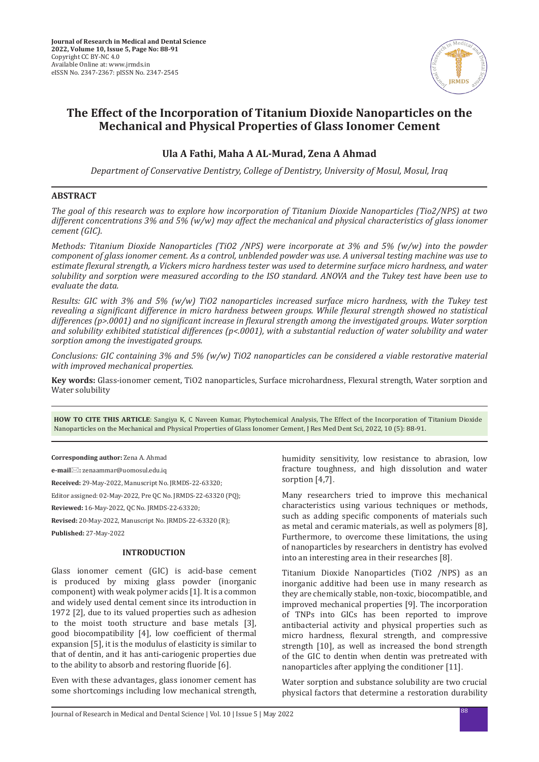# The Effect of the Incorporation of Titanium Dioxide Nanoparticles on the Mechanical and Physical Properties of Glass Ionomer Cement

**Ula A Fathi, Maha A AL-Murad, Zena A Ahmad**

*Department of Conservative Dentistry, College of Dentistry, University of Mosul, Mosul, Iraq*

## ABSTRACT

*The goal of this research was to explore how incorporation of Titanium Dioxide Nanoparticles (Tio2/NPS) at two different concentrations 3% and 5% (w/w) may affect the mechanical and physical characteristics of glass ionomer cement (GIC).*

*Methods: Titanium Dioxide Nanoparticles (TiO2 /NPS) were incorporate at 3% and 5% (w/w) into the powder component of glass ionomer cement. As a control, unblended powder was use. A universal testing machine was use to estimate flexural strength, a Vickers micro hardness tester was used to determine surface micro hardness, and water solubility and sorption were measured according to the ISO standard. ANOVA and the Tukey test have been use to evaluate the data.*

*Results: GIC with 3% and 5% (w/w) TiO2 nanoparticles increased surface micro hardness, with the Tukey test revealing a significant difference in micro hardness between groups. While flexural strength showed no statistical differences (p>.0001) and no significant increase in flexural strength among the investigated groups. Water sorption and solubility exhibited statistical differences (p<.0001), with a substantial reduction of water solubility and water sorption among the investigated groups.*

*Conclusions: GIC containing 3% and 5% (w/w) TiO2 nanoparticles can be considered a viable restorative material with improved mechanical properties.*

**Key words:** Glass-ionomer cement, TiO2 nanoparticles, Surface microhardness, Flexural strength, Water sorption and Water solubility

**HOW TO CITE THIS ARTICLE**: Sangiya K, C Naveen Kumar, Phytochemical Analysis, The Effect of the Incorporation of Titanium Dioxide Nanoparticles on the Mechanical and Physical Properties of Glass Ionomer Cement, J Res Med Dent Sci, 2022, 10 (5): 88-91.

**Corresponding author:** Zena A. Ahmad

**e-mail:** zenaammar@uomosul.edu.iq

**Received:** 29-May-2022, Manuscript No. JRMDS-22-63320;

Editor assigned: 02-May-2022, Pre QC No. JRMDS-22-63320 (PQ);

**Reviewed:** 16-May-2022, QC No. JRMDS-22-63320;

**Revised:** 20-May-2022, Manuscript No. JRMDS-22-63320 (R);

**Published:** 27-May-2022

## INTRODUCTION

Glass ionomer cement (GIC) is acid-base cement is produced by mixing glass powder (inorganic component) with weak polymer acids [1]. It is a common and widely used dental cement since its introduction in 1972 [2], due to its valued properties such as adhesion to the moist tooth structure and base metals [3], good biocompatibility [4], low coefficient of thermal expansion [5], it is the modulus of elasticity is similar to that of dentin, and it has anti-cariogenic properties due to the ability to absorb and restoring fluoride [6].

Even with these advantages, glass ionomer cement has some shortcomings including low mechanical strength, humidity sensitivity, low resistance to abrasion, low fracture toughness, and high dissolution and water sorption [4,7].

Many researchers tried to improve this mechanical characteristics using various techniques or methods, such as adding specific components of materials such as metal and ceramic materials, as well as polymers [8], Furthermore, to overcome these limitations, the using of nanoparticles by researchers in dentistry has evolved into an interesting area in their researches [8].

Titanium Dioxide Nanoparticles (TiO2 /NPS) as an inorganic additive had been use in many research as they are chemically stable, non-toxic, biocompatible, and improved mechanical properties [9]. The incorporation of TNPs into GICs has been reported to improve antibacterial activity and physical properties such as micro hardness, flexural strength, and compressive strength [10], as well as increased the bond strength of the GIC to dentin when dentin was pretreated with nanoparticles after applying the conditioner [11].

Water sorption and substance solubility are two crucial physical factors that determine a restoration durability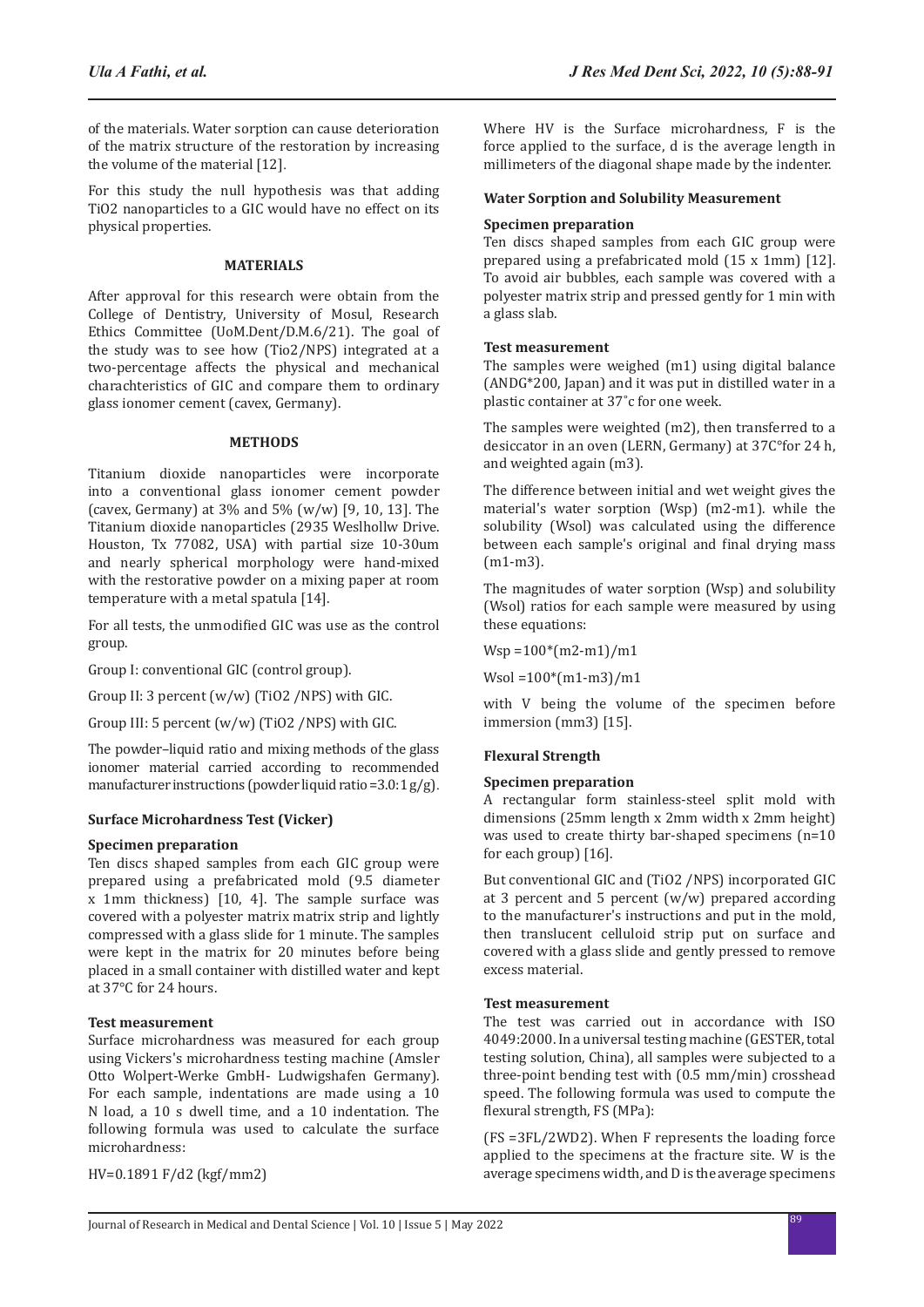of the materials. Water sorption can cause deterioration of the matrix structure of the restoration by increasing the volume of the material [12].

For this study the null hypothesis was that adding $TiO_2$ nanoparticles to a GIC would have no effect on its physical properties.

## MATERIALS

After approval for this research were obtain from the College of Dentistry, University of Mosul, Research Ethics Committee (UoM.Dent/D.M.6/21). The goal of the study was to see how ($TiO_2$/NPS) integrated at a two-percentage affects the physical and mechanical charachteristics of GIC and compare them to ordinary glass ionomer cement (cavex, Germany).

## METHODS

Titanium dioxide nanoparticles were incorporate into a conventional glass ionomer cement powder (cavex, Germany) at 3% and 5% (w/w) [9, 10, 13]. The Titanium dioxide nanoparticles (2935 Weslhollw Drive. Houston, Tx 77082, USA) with partial size 10-30um and nearly spherical morphology were hand-mixed with the restorative powder on a mixing paper at room temperature with a metal spatula [14].

For all tests, the unmodified GIC was use as the control group.

Group I: conventional GIC (control group).

Group II: 3 percent (w/w) ($TiO_2$ /NPS) with GIC.

Group III: 5 percent (w/w) ($TiO_2$ /NPS) with GIC.

The powder–liquid ratio and mixing methods of the glass ionomer material carried according to recommended manufacturer instructions (powder liquid ratio =3.0:1 g/g).

### Surface Microhardness Test (Vicker)

#### Specimen preparation

Ten discs shaped samples from each GIC group were prepared using a prefabricated mold (9.5 diameter x 1mm thickness) [10, 4]. The sample surface was covered with a polyester matrix matrix strip and lightly compressed with a glass slide for 1 minute. The samples were kept in the matrix for 20 minutes before being placed in a small container with distilled water and kept at 37°C for 24 hours.

#### Test measurement

Surface microhardness was measured for each group using Vickers's microhardness testing machine (Amsler Otto Wolpert-Werke GmbH- Ludwigshafen Germany). For each sample, indentations are made using a 10 N load, a 10 s dwell time, and a 10 indentation. The following formula was used to calculate the surface microhardness:

$$HV=0.1891\ F/d^2\ (kgf/mm^2)$$

Where HV is the Surface microhardness, F is the force applied to the surface, d is the average length in millimeters of the diagonal shape made by the indenter.

### Water Sorption and Solubility Measurement

#### Specimen preparation

Ten discs shaped samples from each GIC group were prepared using a prefabricated mold (15 x 1mm) [12]. To avoid air bubbles, each sample was covered with a polyester matrix strip and pressed gently for 1 min with a glass slab.

#### Test measurement

The samples were weighed (m1) using digital balance (ANDG*200, Japan) and it was put in distilled water in a plastic container at 37˚c for one week.

The samples were weighted (m2), then transferred to a desiccator in an oven (LERN, Germany) at 37C°for 24 h, and weighted again (m3).

The difference between initial and wet weight gives the material's water sorption (Wsp) (m2-m1). while the solubility (Wsol) was calculated using the difference between each sample's original and final drying mass (m1-m3).

The magnitudes of water sorption (Wsp) and solubility (Wsol) ratios for each sample were measured by using these equations:

$$Wsp = 100*(m2-m1)/m1$$

$$Wsol = 100*(m1-m3)/m1$$

with V being the volume of the specimen before immersion ($mm^3$) [15].

### Flexural Strength

#### Specimen preparation

A rectangular form stainless-steel split mold with dimensions (25mm length x 2mm width x 2mm height) was used to create thirty bar-shaped specimens (n=10 for each group) [16].

But conventional GIC and ($TiO_2$ /NPS) incorporated GIC at 3 percent and 5 percent (w/w) prepared according to the manufacturer's instructions and put in the mold, then translucent celluloid strip put on surface and covered with a glass slide and gently pressed to remove excess material.

#### Test measurement

The test was carried out in accordance with ISO 4049:2000. In a universal testing machine (GESTER, total testing solution, China), all samples were subjected to a three-point bending test with (0.5 mm/min) crosshead speed. The following formula was used to compute the flexural strength, FS (MPa):

($FS = 3FL/2WD^2$). When F represents the loading force applied to the specimens at the fracture site. W is the average specimens width, and D is the average specimens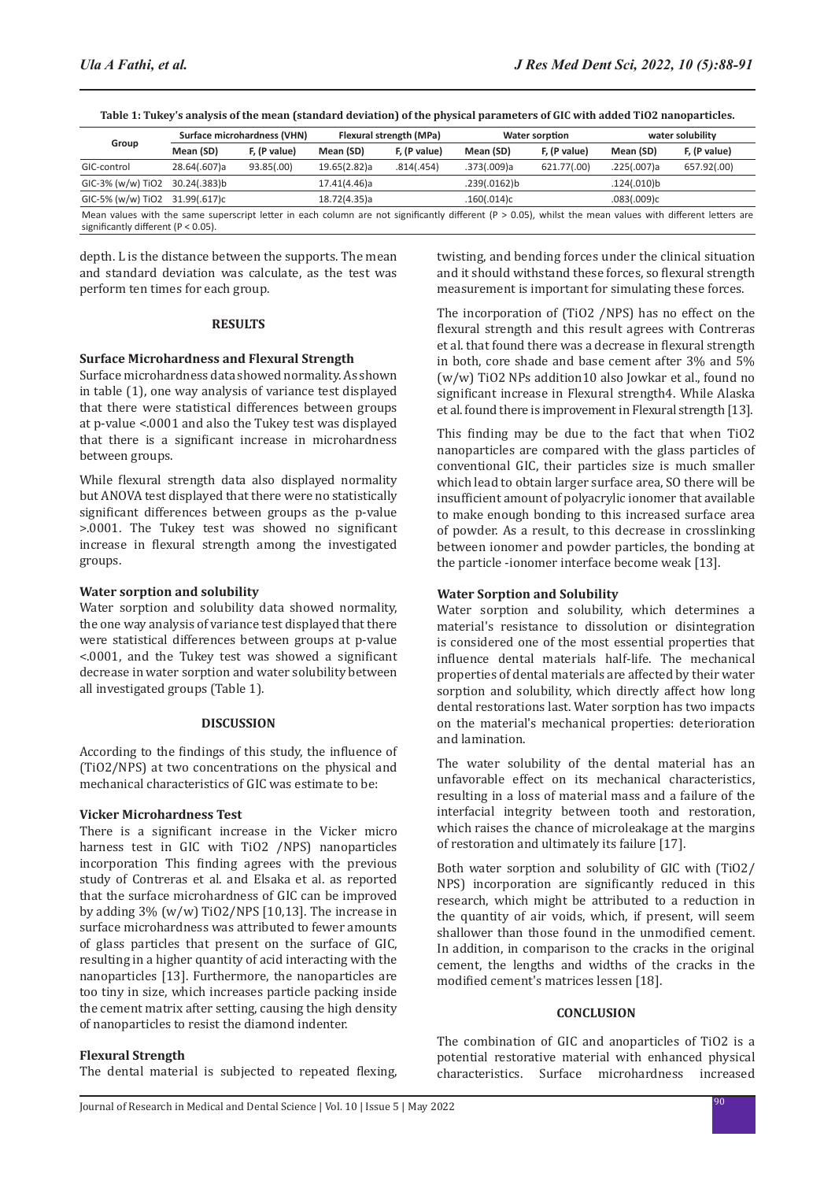**Table 1: Tukey's analysis of the mean (standard deviation) of the physical parameters of GIC with added TiO2 nanoparticles.**

| Group | Surface microhardness (VHN) | | Flexural strength (MPa) | | Water sorption | | water solubility | |
|---|---|---|---|---|---|---|---|---|
| | Mean (SD) | F, (P value) | Mean (SD) | F, (P value) | Mean (SD) | F, (P value) | Mean (SD) | F, (P value) |
| GIC-control | 28.64(.607)a | 93.85(.00) | 19.65(2.82)a | .814(.454) | .373(.009)a | 621.77(.00) | .225(.007)a | 657.92(.00) |
| GIC-3% (w/w) TiO2 | 30.24(.383)b | | 17.41(4.46)a | | .239(.0162)b | | .124(.010)b | |
| GIC-5% (w/w) TiO2 | 31.99(.617)c | | 18.72(4.35)a | | .160(.014)c | | .083(.009)c | |

Mean values with the same superscript letter in each column are not significantly different ($P > 0.05$), whilst the mean values with different letters are significantly different ($P < 0.05$).

depth. L is the distance between the supports. The mean and standard deviation was calculate, as the test was perform ten times for each group.

## RESULTS

### Surface Microhardness and Flexural Strength

Surface microhardness data showed normality. As shown in table (1), one way analysis of variance test displayed that there were statistical differences between groups at p-value <.0001 and also the Tukey test was displayed that there is a significant increase in microhardness between groups.

While flexural strength data also displayed normality but ANOVA test displayed that there were no statistically significant differences between groups as the p-value >.0001. The Tukey test was showed no significant increase in flexural strength among the investigated groups.

### Water sorption and solubility

Water sorption and solubility data showed normality, the one way analysis of variance test displayed that there were statistical differences between groups at p-value <.0001, and the Tukey test was showed a significant decrease in water sorption and water solubility between all investigated groups (Table 1).

## DISCUSSION

According to the findings of this study, the influence of (TiO2/NPS) at two concentrations on the physical and mechanical characteristics of GIC was estimate to be:

### Vicker Microhardness Test

There is a significant increase in the Vicker micro harness test in GIC with TiO2 /NPS) nanoparticles incorporation This finding agrees with the previous study of Contreras et al. and Elsaka et al. as reported that the surface microhardness of GIC can be improved by adding 3% (w/w) TiO2/NPS [10,13]. The increase in surface microhardness was attributed to fewer amounts of glass particles that present on the surface of GIC, resulting in a higher quantity of acid interacting with the nanoparticles [13]. Furthermore, the nanoparticles are too tiny in size, which increases particle packing inside the cement matrix after setting, causing the high density of nanoparticles to resist the diamond indenter.

### Flexural Strength

The dental material is subjected to repeated flexing, twisting, and bending forces under the clinical situation and it should withstand these forces, so flexural strength measurement is important for simulating these forces.

The incorporation of (TiO2 /NPS) has no effect on the flexural strength and this result agrees with Contreras et al. that found there was a decrease in flexural strength in both, core shade and base cement after 3% and 5% (w/w) TiO2 NPs addition10 also Jowkar et al., found no significant increase in Flexural strength4. While Alaska et al. found there is improvement in Flexural strength [13].

This finding may be due to the fact that when TiO2 nanoparticles are compared with the glass particles of conventional GIC, their particles size is much smaller which lead to obtain larger surface area, SO there will be insufficient amount of polyacrylic ionomer that available to make enough bonding to this increased surface area of powder. As a result, to this decrease in crosslinking between ionomer and powder particles, the bonding at the particle -ionomer interface become weak [13].

### Water Sorption and Solubility

Water sorption and solubility, which determines a material's resistance to dissolution or disintegration is considered one of the most essential properties that influence dental materials half-life. The mechanical properties of dental materials are affected by their water sorption and solubility, which directly affect how long dental restorations last. Water sorption has two impacts on the material's mechanical properties: deterioration and lamination.

The water solubility of the dental material has an unfavorable effect on its mechanical characteristics, resulting in a loss of material mass and a failure of the interfacial integrity between tooth and restoration, which raises the chance of microleakage at the margins of restoration and ultimately its failure [17].

Both water sorption and solubility of GIC with (TiO2/ NPS) incorporation are significantly reduced in this research, which might be attributed to a reduction in the quantity of air voids, which, if present, will seem shallower than those found in the unmodified cement. In addition, in comparison to the cracks in the original cement, the lengths and widths of the cracks in the modified cement's matrices lessen [18].

## CONCLUSION

The combination of GIC and anoparticles of TiO2 is a potential restorative material with enhanced physical characteristics. Surface microhardness increased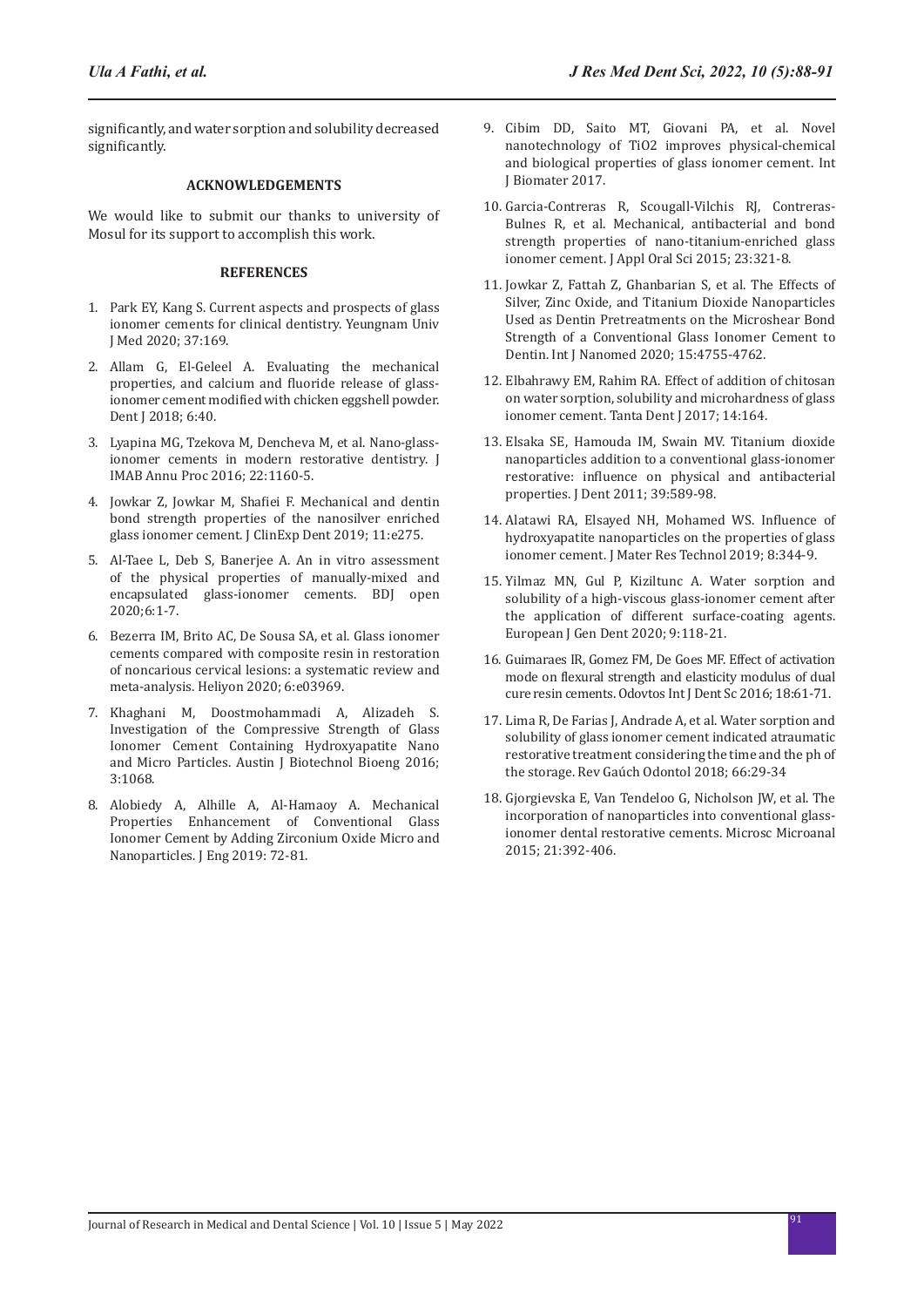significantly, and water sorption and solubility decreased significantly.

## ACKNOWLEDGEMENTS

We would like to submit our thanks to university of Mosul for its support to accomplish this work.

## REFERENCES

1. Park EY, Kang S. Current aspects and prospects of glass ionomer cements for clinical dentistry. Yeungnam Univ J Med 2020; 37:169.
2. Allam G, El-Geleel A. Evaluating the mechanical properties, and calcium and fluoride release of glass-ionomer cement modified with chicken eggshell powder. Dent J 2018; 6:40.
3. Lyapina MG, Tzekova M, Dencheva M, et al. Nano-glass-ionomer cements in modern restorative dentistry. J IMAB Annu Proc 2016; 22:1160-5.
4. Jowkar Z, Jowkar M, Shafiei F. Mechanical and dentin bond strength properties of the nanosilver enriched glass ionomer cement. J ClinExp Dent 2019; 11:e275.
5. Al-Taee L, Deb S, Banerjee A. An in vitro assessment of the physical properties of manually-mixed and encapsulated glass-ionomer cements. BDJ open 2020;6:1-7.
6. Bezerra IM, Brito AC, De Sousa SA, et al. Glass ionomer cements compared with composite resin in restoration of noncarious cervical lesions: a systematic review and meta-analysis. Heliyon 2020; 6:e03969.
7. Khaghani M, Doostmohammadi A, Alizadeh S. Investigation of the Compressive Strength of Glass Ionomer Cement Containing Hydroxyapatite Nano and Micro Particles. Austin J Biotechnol Bioeng 2016; 3:1068.
8. Alobiedy A, Alhille A, Al-Hamaoy A. Mechanical Properties Enhancement of Conventional Glass Ionomer Cement by Adding Zirconium Oxide Micro and Nanoparticles. J Eng 2019: 72-81.
9. Cibim DD, Saito MT, Giovani PA, et al. Novel nanotechnology of TiO2 improves physical-chemical and biological properties of glass ionomer cement. Int J Biomater 2017.
10. Garcia-Contreras R, Scougall-Vilchis RJ, Contreras-Bulnes R, et al. Mechanical, antibacterial and bond strength properties of nano-titanium-enriched glass ionomer cement. J Appl Oral Sci 2015; 23:321-8.
11. Jowkar Z, Fattah Z, Ghanbarian S, et al. The Effects of Silver, Zinc Oxide, and Titanium Dioxide Nanoparticles Used as Dentin Pretreatments on the Microshear Bond Strength of a Conventional Glass Ionomer Cement to Dentin. Int J Nanomed 2020; 15:4755-4762.
12. Elbahrawy EM, Rahim RA. Effect of addition of chitosan on water sorption, solubility and microhardness of glass ionomer cement. Tanta Dent J 2017; 14:164.
13. Elsaka SE, Hamouda IM, Swain MV. Titanium dioxide nanoparticles addition to a conventional glass-ionomer restorative: influence on physical and antibacterial properties. J Dent 2011; 39:589-98.
14. Alatawi RA, Elsayed NH, Mohamed WS. Influence of hydroxyapatite nanoparticles on the properties of glass ionomer cement. J Mater Res Technol 2019; 8:344-9.
15. Yilmaz MN, Gul P, Kiziltunc A. Water sorption and solubility of a high-viscous glass-ionomer cement after the application of different surface-coating agents. European J Gen Dent 2020; 9:118-21.
16. Guimaraes IR, Gomez FM, De Goes MF. Effect of activation mode on flexural strength and elasticity modulus of dual cure resin cements. Odovtos Int J Dent Sc 2016; 18:61-71.
17. Lima R, De Farias J, Andrade A, et al. Water sorption and solubility of glass ionomer cement indicated atraumatic restorative treatment considering the time and the ph of the storage. Rev Gaúch Odontol 2018; 66:29-34
18. Gjorgievska E, Van Tendeloo G, Nicholson JW, et al. The incorporation of nanoparticles into conventional glass-ionomer dental restorative cements. Microsc Microanal 2015; 21:392-406.